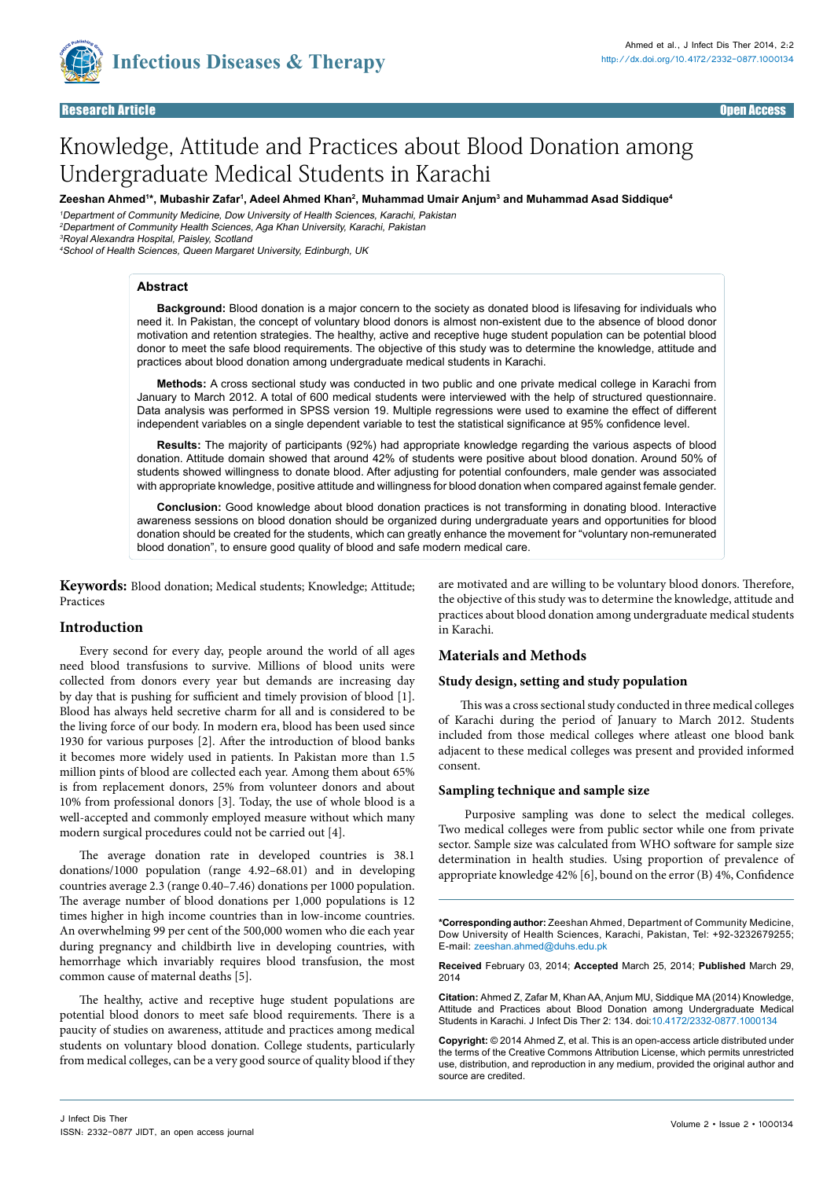Research Article

Open Access

# Knowledge, Attitude and Practices about Blood Donation among Undergraduate Medical Students in Karachi

**Zeeshan Ahmed[1]*, Mubashir Zafar[1], Adeel Ahmed Khan[2], Muhammad Umair Anjum[3] and Muhammad Asad Siddique[4]**

[1]*Department of Community Medicine, Dow University of Health Sciences, Karachi, Pakistan*
[2]*Department of Community Health Sciences, Aga Khan University, Karachi, Pakistan*
[3]*Royal Alexandra Hospital, Paisley, Scotland*
[4]*School of Health Sciences, Queen Margaret University, Edinburgh, UK*

## Abstract

**Background:** Blood donation is a major concern to the society as donated blood is lifesaving for individuals who need it. In Pakistan, the concept of voluntary blood donors is almost non-existent due to the absence of blood donor motivation and retention strategies. The healthy, active and receptive huge student population can be potential blood donor to meet the safe blood requirements. The objective of this study was to determine the knowledge, attitude and practices about blood donation among undergraduate medical students in Karachi.

**Methods:** A cross sectional study was conducted in two public and one private medical college in Karachi from January to March 2012. A total of 600 medical students were interviewed with the help of structured questionnaire. Data analysis was performed in SPSS version 19. Multiple regressions were used to examine the effect of different independent variables on a single dependent variable to test the statistical significance at 95% confidence level.

**Results:** The majority of participants (92%) had appropriate knowledge regarding the various aspects of blood donation. Attitude domain showed that around 42% of students were positive about blood donation. Around 50% of students showed willingness to donate blood. After adjusting for potential confounders, male gender was associated with appropriate knowledge, positive attitude and willingness for blood donation when compared against female gender.

**Conclusion:** Good knowledge about blood donation practices is not transforming in donating blood. Interactive awareness sessions on blood donation should be organized during undergraduate years and opportunities for blood donation should be created for the students, which can greatly enhance the movement for "voluntary non-remunerated blood donation", to ensure good quality of blood and safe modern medical care.

**Keywords:** Blood donation; Medical students; Knowledge; Attitude; Practices

## Introduction

Every second for every day, people around the world of all ages need blood transfusions to survive. Millions of blood units were collected from donors every year but demands are increasing day by day that is pushing for sufficient and timely provision of blood [1]. Blood has always held secretive charm for all and is considered to be the living force of our body. In modern era, blood has been used since 1930 for various purposes [2]. After the introduction of blood banks it becomes more widely used in patients. In Pakistan more than 1.5 million pints of blood are collected each year. Among them about 65% is from replacement donors, 25% from volunteer donors and about 10% from professional donors [3]. Today, the use of whole blood is a well-accepted and commonly employed measure without which many modern surgical procedures could not be carried out [4].

The average donation rate in developed countries is 38.1 donations/1000 population (range 4.92–68.01) and in developing countries average 2.3 (range 0.40–7.46) donations per 1000 population. The average number of blood donations per 1,000 populations is 12 times higher in high income countries than in low-income countries. An overwhelming 99 per cent of the 500,000 women who die each year during pregnancy and childbirth live in developing countries, with hemorrhage which invariably requires blood transfusion, the most common cause of maternal deaths [5].

The healthy, active and receptive huge student populations are potential blood donors to meet safe blood requirements. There is a paucity of studies on awareness, attitude and practices among medical students on voluntary blood donation. College students, particularly from medical colleges, can be a very good source of quality blood if they are motivated and are willing to be voluntary blood donors. Therefore, the objective of this study was to determine the knowledge, attitude and practices about blood donation among undergraduate medical students in Karachi.

## Materials and Methods

### Study design, setting and study population

This was a cross sectional study conducted in three medical colleges of Karachi during the period of January to March 2012. Students included from those medical colleges where atleast one blood bank adjacent to these medical colleges was present and provided informed consent.

### Sampling technique and sample size

Purposive sampling was done to select the medical colleges. Two medical colleges were from public sector while one from private sector. Sample size was calculated from WHO software for sample size determination in health studies. Using proportion of prevalence of appropriate knowledge 42% [6], bound on the error (B) 4%, Confidence

**\*Corresponding author:** Zeeshan Ahmed, Department of Community Medicine, Dow University of Health Sciences, Karachi, Pakistan, Tel: +92-3232679255; E-mail: zeeshan.ahmed@duhs.edu.pk

**Received** February 03, 2014; **Accepted** March 25, 2014; **Published** March 29, 2014

**Citation:** Ahmed Z, Zafar M, Khan AA, Anjum MU, Siddique MA (2014) Knowledge, Attitude and Practices about Blood Donation among Undergraduate Medical Students in Karachi. J Infect Dis Ther 2: 134. doi:10.4172/2332-0877.1000134

**Copyright:** © 2014 Ahmed Z, et al. This is an open-access article distributed under the terms of the Creative Commons Attribution License, which permits unrestricted use, distribution, and reproduction in any medium, provided the original author and source are credited.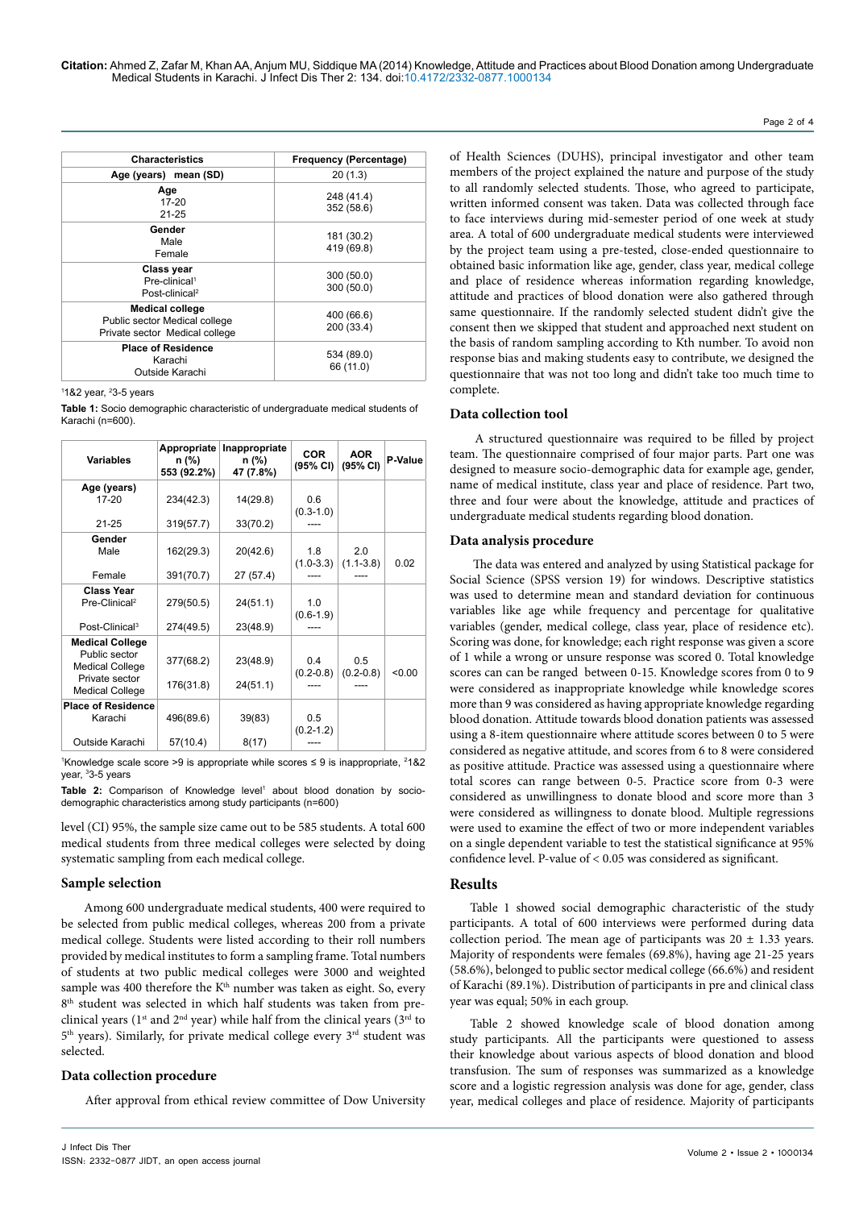| Characteristics | Frequency (Percentage) |
|---|---|
| **Age (years) mean (SD)** | 20 (1.3) |
| **Age** | |
| 17-20 | 248 (41.4) |
| 21-25 | 352 (58.6) |
| **Gender** | |
| Male | 181 (30.2) |
| Female | 419 (69.8) |
| **Class year** | |
| Pre-clinical[1] | 300 (50.0) |
| Post-clinical[2] | 300 (50.0) |
| **Medical college** | |
| Public sector Medical college | 400 (66.6) |
| Private sector Medical college | 200 (33.4) |
| **Place of Residence** | |
| Karachi | 534 (89.0) |
| Outside Karachi | 66 (11.0) |

[1]1&2 year, [2]3-5 years

**Table 1:** Socio demographic characteristic of undergraduate medical students of Karachi (n=600).

| Variables | Appropriate n (%) 553 (92.2%) | Inappropriate n (%) 47 (7.8%) | COR (95% CI) | AOR (95% CI) | P-Value |
|---|---|---|---|---|---|
| **Age (years)** | | | | | |
| 17-20 | 234(42.3) | 14(29.8) | 0.6 (0.3-1.0) | | |
| 21-25 | 319(57.7) | 33(70.2) | ---- | | |
| **Gender** | | | | | |
| Male | 162(29.3) | 20(42.6) | 1.8 (1.0-3.3) | 2.0 (1.1-3.8) | 0.02 |
| Female | 391(70.7) | 27 (57.4) | ---- | ---- | |
| **Class Year** | | | | | |
| Pre-Clinical[2] | 279(50.5) | 24(51.1) | 1.0 (0.6-1.9) | | |
| Post-Clinical[3] | 274(49.5) | 23(48.9) | ---- | | |
| **Medical College** | | | | | |
| Public sector Medical College | 377(68.2) | 23(48.9) | 0.4 (0.2-0.8) | 0.5 (0.2-0.8) | <0.00 |
| Private sector Medical College | 176(31.8) | 24(51.1) | ---- | ---- | |
| **Place of Residence** | | | | | |
| Karachi | 496(89.6) | 39(83) | 0.5 (0.2-1.2) | | |
| Outside Karachi | 57(10.4) | 8(17) | ---- | | |

[1]Knowledge scale score >9 is appropriate while scores ≤ 9 is inappropriate, [2]1&2 year, [3]3-5 years

**Table 2:** Comparison of Knowledge level[1] about blood donation by socio-demographic characteristics among study participants (n=600)

level (CI) 95%, the sample size came out to be 585 students. A total 600 medical students from three medical colleges were selected by doing systematic sampling from each medical college.

## Sample selection

Among 600 undergraduate medical students, 400 were required to be selected from public medical colleges, whereas 200 from a private medical college. Students were listed according to their roll numbers provided by medical institutes to form a sampling frame. Total numbers of students at two public medical colleges were 3000 and weighted sample was 400 therefore the K$^{th}$ number was taken as eight. So, every 8$^{th}$ student was selected in which half students was taken from pre-clinical years (1$^{st}$ and 2$^{nd}$ year) while half from the clinical years (3$^{rd}$ to 5$^{th}$ years). Similarly, for private medical college every 3$^{rd}$ student was selected.

## Data collection procedure

After approval from ethical review committee of Dow University of Health Sciences (DUHS), principal investigator and other team members of the project explained the nature and purpose of the study to all randomly selected students. Those, who agreed to participate, written informed consent was taken. Data was collected through face to face interviews during mid-semester period of one week at study area. A total of 600 undergraduate medical students were interviewed by the project team using a pre-tested, close-ended questionnaire to obtained basic information like age, gender, class year, medical college and place of residence whereas information regarding knowledge, attitude and practices of blood donation were also gathered through same questionnaire. If the randomly selected student didn't give the consent then we skipped that student and approached next student on the basis of random sampling according to Kth number. To avoid non response bias and making students easy to contribute, we designed the questionnaire that was not too long and didn't take too much time to complete.

## Data collection tool

A structured questionnaire was required to be filled by project team. The questionnaire comprised of four major parts. Part one was designed to measure socio-demographic data for example age, gender, name of medical institute, class year and place of residence. Part two, three and four were about the knowledge, attitude and practices of undergraduate medical students regarding blood donation.

## Data analysis procedure

The data was entered and analyzed by using Statistical package for Social Science (SPSS version 19) for windows. Descriptive statistics was used to determine mean and standard deviation for continuous variables like age while frequency and percentage for qualitative variables (gender, medical college, class year, place of residence etc). Scoring was done, for knowledge; each right response was given a score of 1 while a wrong or unsure response was scored 0. Total knowledge scores can can be ranged between 0-15. Knowledge scores from 0 to 9 were considered as inappropriate knowledge while knowledge scores more than 9 was considered as having appropriate knowledge regarding blood donation. Attitude towards blood donation patients was assessed using a 8-item questionnaire where attitude scores between 0 to 5 were considered as negative attitude, and scores from 6 to 8 were considered as positive attitude. Practice was assessed using a questionnaire where total scores can range between 0-5. Practice score from 0-3 were considered as unwillingness to donate blood and score more than 3 were considered as willingness to donate blood. Multiple regressions were used to examine the effect of two or more independent variables on a single dependent variable to test the statistical significance at 95% confidence level. P-value of < 0.05 was considered as significant.

# Results

Table 1 showed social demographic characteristic of the study participants. A total of 600 interviews were performed during data collection period. The mean age of participants was 20 ± 1.33 years. Majority of respondents were females (69.8%), having age 21-25 years (58.6%), belonged to public sector medical college (66.6%) and resident of Karachi (89.1%). Distribution of participants in pre and clinical class year was equal; 50% in each group.

Table 2 showed knowledge scale of blood donation among study participants. All the participants were questioned to assess their knowledge about various aspects of blood donation and blood transfusion. The sum of responses was summarized as a knowledge score and a logistic regression analysis was done for age, gender, class year, medical colleges and place of residence. Majority of participants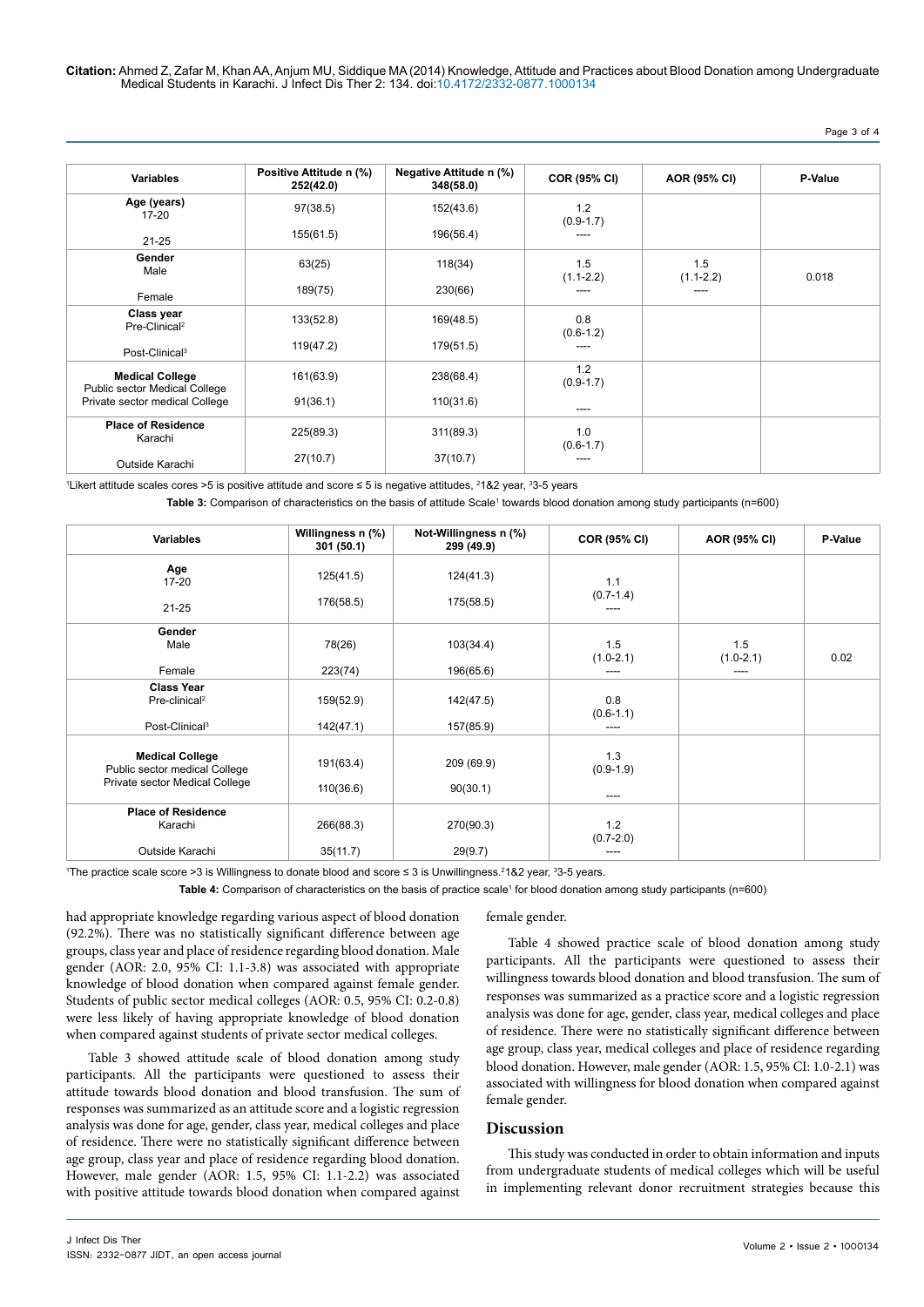| Variables | Positive Attitude n (%) 252(42.0) | Negative Attitude n (%) 348(58.0) | COR (95% CI) | AOR (95% CI) | P-Value |
|---|---|---|---|---|---|
| **Age (years)** | | | | | |
| 17-20 | 97(38.5) | 152(43.6) | 1.2 (0.9-1.7) | | |
| 21-25 | 155(61.5) | 196(56.4) | ---- | | |
| **Gender** | | | | | |
| Male | 63(25) | 118(34) | 1.5 (1.1-2.2) | 1.5 (1.1-2.2) | 0.018 |
| Female | 189(75) | 230(66) | ---- | ---- | |
| **Class year** | | | | | |
| Pre-Clinical[2] | 133(52.8) | 169(48.5) | 0.8 (0.6-1.2) | | |
| Post-Clinical[3] | 119(47.2) | 179(51.5) | ---- | | |
| **Medical College** | | | | | |
| Public sector Medical College | 161(63.9) | 238(68.4) | 1.2 (0.9-1.7) | | |
| Private sector medical College | 91(36.1) | 110(31.6) | ---- | | |
| **Place of Residence** | | | | | |
| Karachi | 225(89.3) | 311(89.3) | 1.0 (0.6-1.7) | | |
| Outside Karachi | 27(10.7) | 37(10.7) | ---- | | |

[1]Likert attitude scales cores >5 is positive attitude and score ≤ 5 is negative attitudes, [2]1&2 year, [3]3-5 years

**Table 3:** Comparison of characteristics on the basis of attitude Scale[1] towards blood donation among study participants (n=600)

| Variables | Willingness n (%) 301 (50.1) | Not-Willingness n (%) 299 (49.9) | COR (95% CI) | AOR (95% CI) | P-Value |
|---|---|---|---|---|---|
| **Age** | | | | | |
| 17-20 | 125(41.5) | 124(41.3) | 1.1 (0.7-1.4) | | |
| 21-25 | 176(58.5) | 175(58.5) | ---- | | |
| **Gender** | | | | | |
| Male | 78(26) | 103(34.4) | 1.5 (1.0-2.1) | 1.5 (1.0-2.1) | 0.02 |
| Female | 223(74) | 196(65.6) | ---- | ---- | |
| **Class Year** | | | | | |
| Pre-clinical[2] | 159(52.9) | 142(47.5) | 0.8 (0.6-1.1) | | |
| Post-Clinical[3] | 142(47.1) | 157(85.9) | ---- | | |
| **Medical College** | | | | | |
| Public sector medical College | 191(63.4) | 209 (69.9) | 1.3 (0.9-1.9) | | |
| Private sector Medical College | 110(36.6) | 90(30.1) | ---- | | |
| **Place of Residence** | | | | | |
| Karachi | 266(88.3) | 270(90.3) | 1.2 (0.7-2.0) | | |
| Outside Karachi | 35(11.7) | 29(9.7) | ---- | | |

[1]The practice scale score >3 is Willingness to donate blood and score ≤ 3 is Unwillingness.[2]1&2 year, [3]3-5 years.

**Table 4:** Comparison of characteristics on the basis of practice scale[1] for blood donation among study participants (n=600)

had appropriate knowledge regarding various aspect of blood donation (92.2%). There was no statistically significant difference between age groups, class year and place of residence regarding blood donation. Male gender (AOR: 2.0, 95% CI: 1.1-3.8) was associated with appropriate knowledge of blood donation when compared against female gender. Students of public sector medical colleges (AOR: 0.5, 95% CI: 0.2-0.8) were less likely of having appropriate knowledge of blood donation when compared against students of private sector medical colleges.

Table 3 showed attitude scale of blood donation among study participants. All the participants were questioned to assess their attitude towards blood donation and blood transfusion. The sum of responses was summarized as an attitude score and a logistic regression analysis was done for age, gender, class year, medical colleges and place of residence. There was no statistically significant difference between age group, class year and place of residence regarding blood donation. However, male gender (AOR: 1.5, 95% CI: 1.1-2.2) was associated with positive attitude towards blood donation when compared against female gender.

Table 4 showed practice scale of blood donation among study participants. All the participants were questioned to assess their willingness towards blood donation and blood transfusion. The sum of responses was summarized as a practice score and a logistic regression analysis was done for age, gender, class year, medical colleges and place of residence. There were no statistically significant difference between age group, class year, medical colleges and place of residence regarding blood donation. However, male gender (AOR: 1.5, 95% CI: 1.0-2.1) was associated with willingness for blood donation when compared against female gender.

## Discussion

This study was conducted in order to obtain information and inputs from undergraduate students of medical colleges which will be useful in implementing relevant donor recruitment strategies because this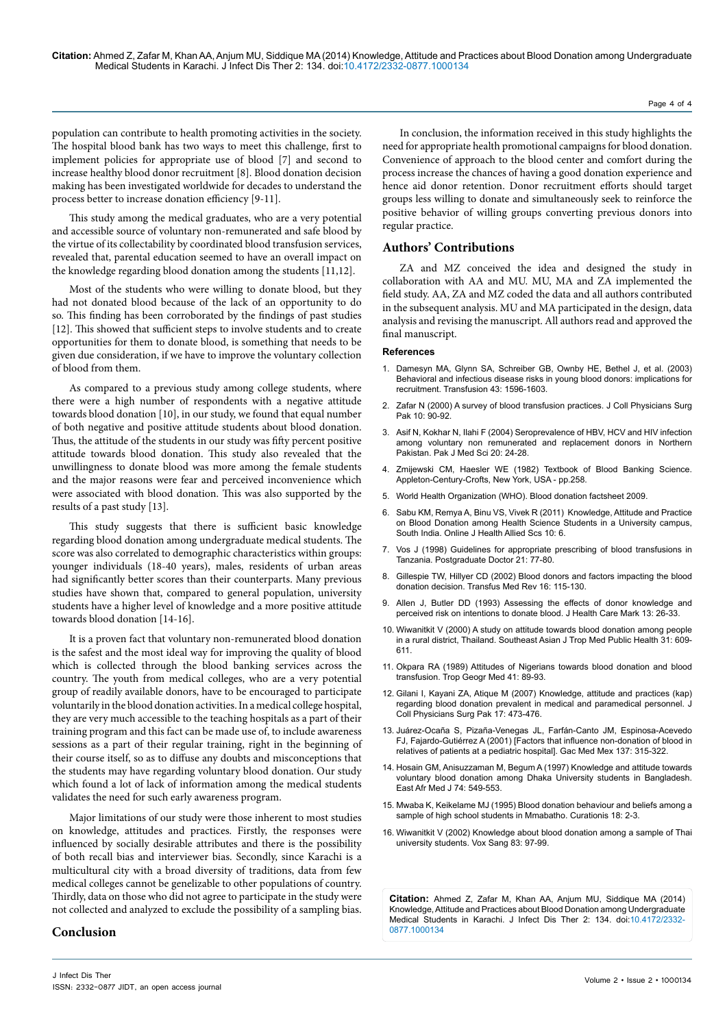population can contribute to health promoting activities in the society. The hospital blood bank has two ways to meet this challenge, first to implement policies for appropriate use of blood [7] and second to increase healthy blood donor recruitment [8]. Blood donation decision making has been investigated worldwide for decades to understand the process better to increase donation efficiency [9-11].

This study among the medical graduates, who are a very potential and accessible source of voluntary non-remunerated and safe blood by the virtue of its collectability by coordinated blood transfusion services, revealed that, parental education seemed to have an overall impact on the knowledge regarding blood donation among the students [11,12].

Most of the students who were willing to donate blood, but they had not donated blood because of the lack of an opportunity to do so. This finding has been corroborated by the findings of past studies [12]. This showed that sufficient steps to involve students and to create opportunities for them to donate blood, is something that needs to be given due consideration, if we have to improve the voluntary collection of blood from them.

As compared to a previous study among college students, where there were a high number of respondents with a negative attitude towards blood donation [10], in our study, we found that equal number of both negative and positive attitude students about blood donation. Thus, the attitude of the students in our study was fifty percent positive attitude towards blood donation. This study also revealed that the unwillingness to donate blood was more among the female students and the major reasons were fear and perceived inconvenience which were associated with blood donation. This was also supported by the results of a past study [13].

This study suggests that there is sufficient basic knowledge regarding blood donation among undergraduate medical students. The score was also correlated to demographic characteristics within groups: younger individuals (18-40 years), males, residents of urban areas had significantly better scores than their counterparts. Many previous studies have shown that, compared to general population, university students have a higher level of knowledge and a more positive attitude towards blood donation [14-16].

It is a proven fact that voluntary non-remunerated blood donation is the safest and the most ideal way for improving the quality of blood which is collected through the blood banking services across the country. The youth from medical colleges, who are a very potential group of readily available donors, have to be encouraged to participate voluntarily in the blood donation activities. In a medical college hospital, they are very much accessible to the teaching hospitals as a part of their training program and this fact can be made use of, to include awareness sessions as a part of their regular training, right in the beginning of their course itself, so as to diffuse any doubts and misconceptions that the students may have regarding voluntary blood donation. Our study which found a lot of lack of information among the medical students validates the need for such early awareness program.

Major limitations of our study were those inherent to most studies on knowledge, attitudes and practices. Firstly, the responses were influenced by socially desirable attributes and there is the possibility of both recall bias and interviewer bias. Secondly, since Karachi is a multicultural city with a broad diversity of traditions, data from few medical colleges cannot be genelizable to other populations of country. Thirdly, data on those who did not agree to participate in the study were not collected and analyzed to exclude the possibility of a sampling bias.

## Conclusion

In conclusion, the information received in this study highlights the need for appropriate health promotional campaigns for blood donation. Convenience of approach to the blood center and comfort during the process increase the chances of having a good donation experience and hence aid donor retention. Donor recruitment efforts should target groups less willing to donate and simultaneously seek to reinforce the positive behavior of willing groups converting previous donors into regular practice.

## Authors' Contributions

ZA and MZ conceived the idea and designed the study in collaboration with AA and MU. MU, MA and ZA implemented the field study. AA, ZA and MZ coded the data and all authors contributed in the subsequent analysis. MU and MA participated in the design, data analysis and revising the manuscript. All authors read and approved the final manuscript.

### References

1. Damesyn MA, Glynn SA, Schreiber GB, Ownby HE, Bethel J, et al. (2003) Behavioral and infectious disease risks in young blood donors: implications for recruitment. Transfusion 43: 1596-1603.
2. Zafar N (2000) A survey of blood transfusion practices. J Coll Physicians Surg Pak 10: 90-92.
3. Asif N, Kokhar N, Ilahi F (2004) Seroprevalence of HBV, HCV and HIV infection among voluntary non remunerated and replacement donors in Northern Pakistan. Pak J Med Sci 20: 24-28.
4. Zmijewski CM, Haesler WE (1982) Textbook of Blood Banking Science. Appleton-Century-Crofts, New York, USA - pp.258.
5. World Health Organization (WHO). Blood donation factsheet 2009.
6. Sabu KM, Remya A, Binu VS, Vivek R (2011) Knowledge, Attitude and Practice on Blood Donation among Health Science Students in a University campus, South India. Online J Health Allied Scs 10: 6.
7. Vos J (1998) Guidelines for appropriate prescribing of blood transfusions in Tanzania. Postgraduate Doctor 21: 77-80.
8. Gillespie TW, Hillyer CD (2002) Blood donors and factors impacting the blood donation decision. Transfus Med Rev 16: 115-130.
9. Allen J, Butler DD (1993) Assessing the effects of donor knowledge and perceived risk on intentions to donate blood. J Health Care Mark 13: 26-33.
10. Wiwanitkit V (2000) A study on attitude towards blood donation among people in a rural district, Thailand. Southeast Asian J Trop Med Public Health 31: 609-611.
11. Okpara RA (1989) Attitudes of Nigerians towards blood donation and blood transfusion. Trop Geogr Med 41: 89-93.
12. Gilani I, Kayani ZA, Atique M (2007) Knowledge, attitude and practices (kap) regarding blood donation prevalent in medical and paramedical personnel. J Coll Physicians Surg Pak 17: 473-476.
13. Juárez-Ocaña S, Pizaña-Venegas JL, Farfán-Canto JM, Espinosa-Acevedo FJ, Fajardo-Gutiérrez A (2001) [Factors that influence non-donation of blood in relatives of patients at a pediatric hospital]. Gac Med Mex 137: 315-322.
14. Hosain GM, Anisuzzaman M, Begum A (1997) Knowledge and attitude towards voluntary blood donation among Dhaka University students in Bangladesh. East Afr Med J 74: 549-553.
15. Mwaba K, Keikelame MJ (1995) Blood donation behaviour and beliefs among a sample of high school students in Mmabatho. Curationis 18: 2-3.
16. Wiwanitkit V (2002) Knowledge about blood donation among a sample of Thai university students. Vox Sang 83: 97-99.